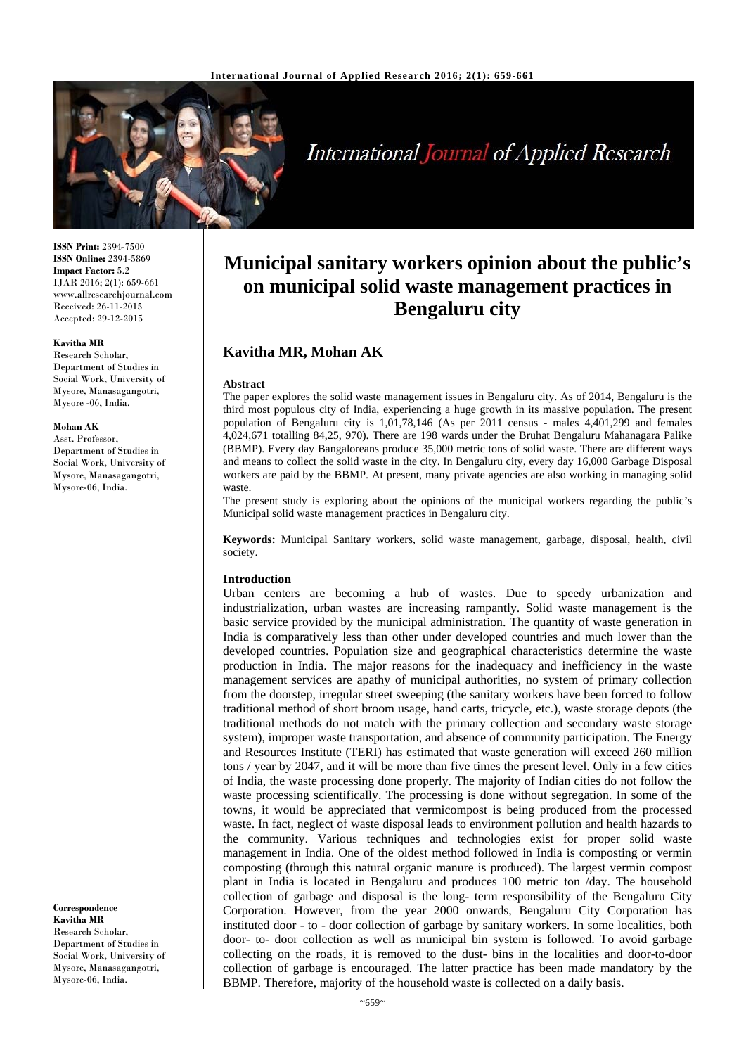**ISSN Print:** 2394-7500
**ISSN Online:** 2394-5869
**Impact Factor:** 5.2
IJAR 2016; 2(1): 659-661
www.allresearchjournal.com
Received: 26-11-2015
Accepted: 29-12-2015

**Kavitha MR**
Research Scholar, Department of Studies in Social Work, University of Mysore, Manasagangotri, Mysore -06, India.

**Mohan AK**
Asst. Professor, Department of Studies in Social Work, University of Mysore, Manasagangotri, Mysore-06, India.

**Correspondence**
**Kavitha MR**
Research Scholar, Department of Studies in Social Work, University of Mysore, Manasagangotri, Mysore-06, India.

# Municipal sanitary workers opinion about the public's on municipal solid waste management practices in Bengaluru city

## Kavitha MR, Mohan AK

### Abstract

The paper explores the solid waste management issues in Bengaluru city. As of 2014, Bengaluru is the third most populous city of India, experiencing a huge growth in its massive population. The present population of Bengaluru city is 1,01,78,146 (As per 2011 census - males 4,401,299 and females 4,024,671 totalling 84,25, 970). There are 198 wards under the Bruhat Bengaluru Mahanagara Palike (BBMP). Every day Bangaloreans produce 35,000 metric tons of solid waste. There are different ways and means to collect the solid waste in the city. In Bengaluru city, every day 16,000 Garbage Disposal workers are paid by the BBMP. At present, many private agencies are also working in managing solid waste.

The present study is exploring about the opinions of the municipal workers regarding the public's Municipal solid waste management practices in Bengaluru city.

**Keywords:** Municipal Sanitary workers, solid waste management, garbage, disposal, health, civil society.

### Introduction

Urban centers are becoming a hub of wastes. Due to speedy urbanization and industrialization, urban wastes are increasing rampantly. Solid waste management is the basic service provided by the municipal administration. The quantity of waste generation in India is comparatively less than other under developed countries and much lower than the developed countries. Population size and geographical characteristics determine the waste production in India. The major reasons for the inadequacy and inefficiency in the waste management services are apathy of municipal authorities, no system of primary collection from the doorstep, irregular street sweeping (the sanitary workers have been forced to follow traditional method of short broom usage, hand carts, tricycle, etc.), waste storage depots (the traditional methods do not match with the primary collection and secondary waste storage system), improper waste transportation, and absence of community participation. The Energy and Resources Institute (TERI) has estimated that waste generation will exceed 260 million tons / year by 2047, and it will be more than five times the present level. Only in a few cities of India, the waste processing done properly. The majority of Indian cities do not follow the waste processing scientifically. The processing is done without segregation. In some of the towns, it would be appreciated that vermicompost is being produced from the processed waste. In fact, neglect of waste disposal leads to environment pollution and health hazards to the community. Various techniques and technologies exist for proper solid waste management in India. One of the oldest method followed in India is composting or vermin composting (through this natural organic manure is produced). The largest vermin compost plant in India is located in Bengaluru and produces 100 metric ton /day. The household collection of garbage and disposal is the long- term responsibility of the Bengaluru City Corporation. However, from the year 2000 onwards, Bengaluru City Corporation has instituted door - to - door collection of garbage by sanitary workers. In some localities, both door- to- door collection as well as municipal bin system is followed. To avoid garbage collecting on the roads, it is removed to the dust- bins in the localities and door-to-door collection of garbage is encouraged. The latter practice has been made mandatory by the BBMP. Therefore, majority of the household waste is collected on a daily basis.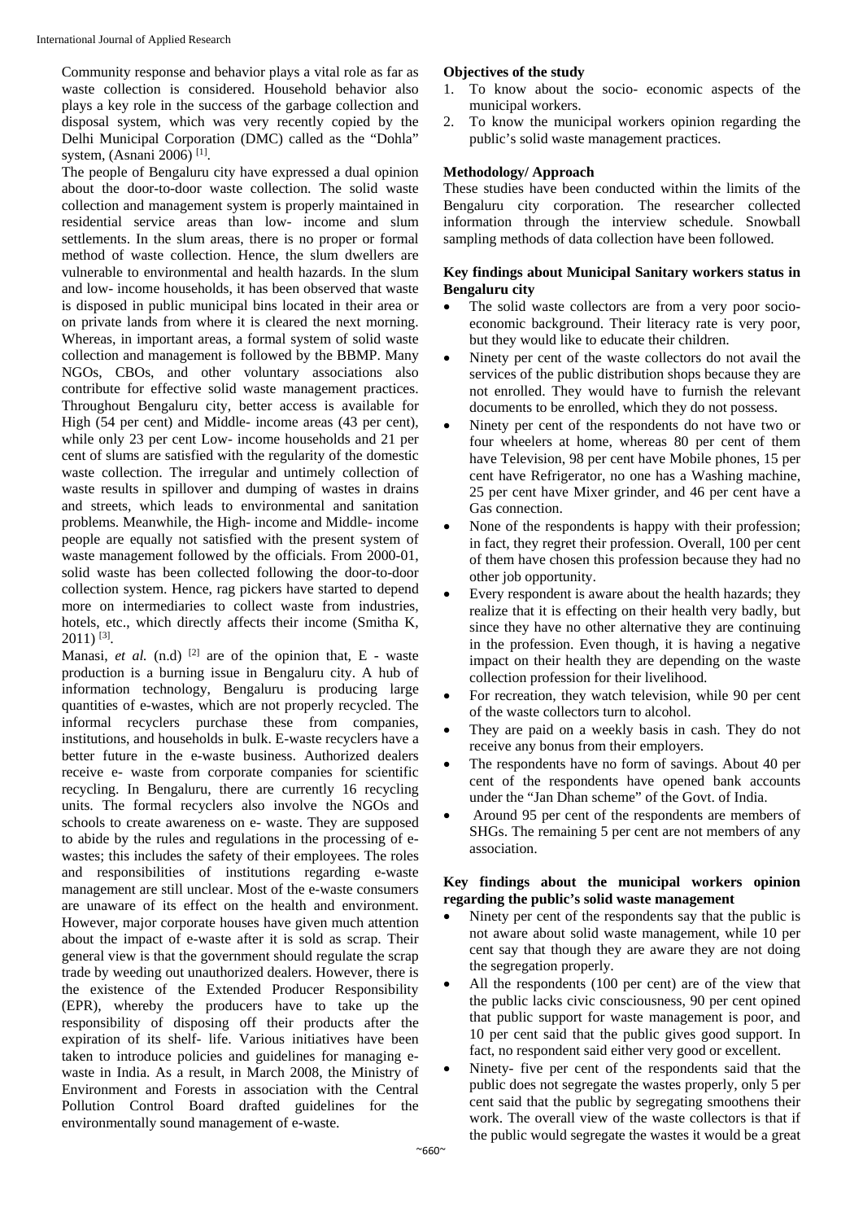Community response and behavior plays a vital role as far as waste collection is considered. Household behavior also plays a key role in the success of the garbage collection and disposal system, which was very recently copied by the Delhi Municipal Corporation (DMC) called as the "Dohla" system, (Asnani 2006) [1].

The people of Bengaluru city have expressed a dual opinion about the door-to-door waste collection. The solid waste collection and management system is properly maintained in residential service areas than low- income and slum settlements. In the slum areas, there is no proper or formal method of waste collection. Hence, the slum dwellers are vulnerable to environmental and health hazards. In the slum and low- income households, it has been observed that waste is disposed in public municipal bins located in their area or on private lands from where it is cleared the next morning. Whereas, in important areas, a formal system of solid waste collection and management is followed by the BBMP. Many NGOs, CBOs, and other voluntary associations also contribute for effective solid waste management practices. Throughout Bengaluru city, better access is available for High (54 per cent) and Middle- income areas (43 per cent), while only 23 per cent Low- income households and 21 per cent of slums are satisfied with the regularity of the domestic waste collection. The irregular and untimely collection of waste results in spillover and dumping of wastes in drains and streets, which leads to environmental and sanitation problems. Meanwhile, the High- income and Middle- income people are equally not satisfied with the present system of waste management followed by the officials. From 2000-01, solid waste has been collected following the door-to-door collection system. Hence, rag pickers have started to depend more on intermediaries to collect waste from industries, hotels, etc., which directly affects their income (Smitha K, 2011) [3].

Manasi, *et al.* (n.d) [2] are of the opinion that, E - waste production is a burning issue in Bengaluru city. A hub of information technology, Bengaluru is producing large quantities of e-wastes, which are not properly recycled. The informal recyclers purchase these from companies, institutions, and households in bulk. E-waste recyclers have a better future in the e-waste business. Authorized dealers receive e- waste from corporate companies for scientific recycling. In Bengaluru, there are currently 16 recycling units. The formal recyclers also involve the NGOs and schools to create awareness on e- waste. They are supposed to abide by the rules and regulations in the processing of e-wastes; this includes the safety of their employees. The roles and responsibilities of institutions regarding e-waste management are still unclear. Most of the e-waste consumers are unaware of its effect on the health and environment. However, major corporate houses have given much attention about the impact of e-waste after it is sold as scrap. Their general view is that the government should regulate the scrap trade by weeding out unauthorized dealers. However, there is the existence of the Extended Producer Responsibility (EPR), whereby the producers have to take up the responsibility of disposing off their products after the expiration of its shelf- life. Various initiatives have been taken to introduce policies and guidelines for managing e-waste in India. As a result, in March 2008, the Ministry of Environment and Forests in association with the Central Pollution Control Board drafted guidelines for the environmentally sound management of e-waste.

**Objectives of the study**

1. To know about the socio- economic aspects of the municipal workers.
2. To know the municipal workers opinion regarding the public's solid waste management practices.

**Methodology/ Approach**

These studies have been conducted within the limits of the Bengaluru city corporation. The researcher collected information through the interview schedule. Snowball sampling methods of data collection have been followed.

**Key findings about Municipal Sanitary workers status in Bengaluru city**

- The solid waste collectors are from a very poor socio-economic background. Their literacy rate is very poor, but they would like to educate their children.
- Ninety per cent of the waste collectors do not avail the services of the public distribution shops because they are not enrolled. They would have to furnish the relevant documents to be enrolled, which they do not possess.
- Ninety per cent of the respondents do not have two or four wheelers at home, whereas 80 per cent of them have Television, 98 per cent have Mobile phones, 15 per cent have Refrigerator, no one has a Washing machine, 25 per cent have Mixer grinder, and 46 per cent have a Gas connection.
- None of the respondents is happy with their profession; in fact, they regret their profession. Overall, 100 per cent of them have chosen this profession because they had no other job opportunity.
- Every respondent is aware about the health hazards; they realize that it is effecting on their health very badly, but since they have no other alternative they are continuing in the profession. Even though, it is having a negative impact on their health they are depending on the waste collection profession for their livelihood.
- For recreation, they watch television, while 90 per cent of the waste collectors turn to alcohol.
- They are paid on a weekly basis in cash. They do not receive any bonus from their employers.
- The respondents have no form of savings. About 40 per cent of the respondents have opened bank accounts under the "Jan Dhan scheme" of the Govt. of India.
- Around 95 per cent of the respondents are members of SHGs. The remaining 5 per cent are not members of any association.

**Key findings about the municipal workers opinion regarding the public's solid waste management**

- Ninety per cent of the respondents say that the public is not aware about solid waste management, while 10 per cent say that though they are aware they are not doing the segregation properly.
- All the respondents (100 per cent) are of the view that the public lacks civic consciousness, 90 per cent opined that public support for waste management is poor, and 10 per cent said that the public gives good support. In fact, no respondent said either very good or excellent.
- Ninety- five per cent of the respondents said that the public does not segregate the wastes properly, only 5 per cent said that the public by segregating smoothens their work. The overall view of the waste collectors is that if the public would segregate the wastes it would be a great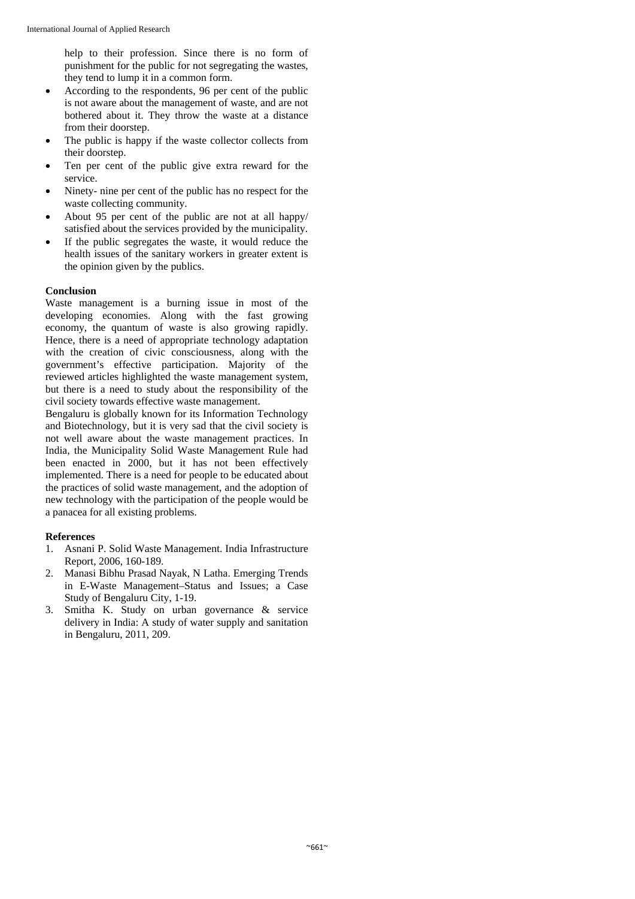help to their profession. Since there is no form of punishment for the public for not segregating the wastes, they tend to lump it in a common form.

- According to the respondents, 96 per cent of the public is not aware about the management of waste, and are not bothered about it. They throw the waste at a distance from their doorstep.
- The public is happy if the waste collector collects from their doorstep.
- Ten per cent of the public give extra reward for the service.
- Ninety- nine per cent of the public has no respect for the waste collecting community.
- About 95 per cent of the public are not at all happy/ satisfied about the services provided by the municipality.
- If the public segregates the waste, it would reduce the health issues of the sanitary workers in greater extent is the opinion given by the publics.

**Conclusion**

Waste management is a burning issue in most of the developing economies. Along with the fast growing economy, the quantum of waste is also growing rapidly. Hence, there is a need of appropriate technology adaptation with the creation of civic consciousness, along with the government's effective participation. Majority of the reviewed articles highlighted the waste management system, but there is a need to study about the responsibility of the civil society towards effective waste management.

Bengaluru is globally known for its Information Technology and Biotechnology, but it is very sad that the civil society is not well aware about the waste management practices. In India, the Municipality Solid Waste Management Rule had been enacted in 2000, but it has not been effectively implemented. There is a need for people to be educated about the practices of solid waste management, and the adoption of new technology with the participation of the people would be a panacea for all existing problems.

**References**

1. Asnani P. Solid Waste Management. India Infrastructure Report, 2006, 160-189.
2. Manasi Bibhu Prasad Nayak, N Latha. Emerging Trends in E-Waste Management–Status and Issues; a Case Study of Bengaluru City, 1-19.
3. Smitha K. Study on urban governance & service delivery in India: A study of water supply and sanitation in Bengaluru, 2011, 209.